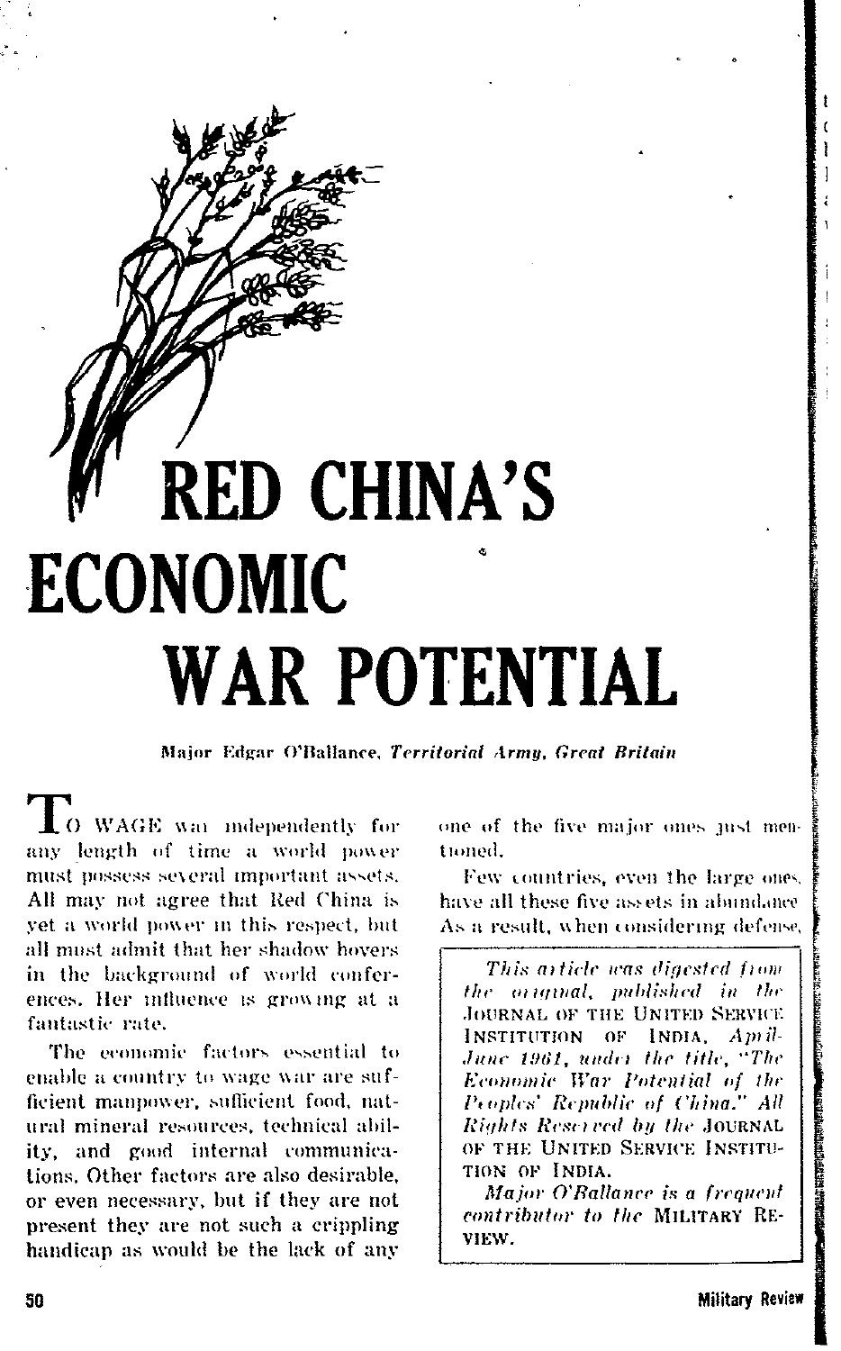# RED CHINA'S ECONOMIC WAR POTENTIAL

**Major Edgar O'Ballance, *Territorial Army, Great Britain***

TO WAGE war independently for any length of time a world power must possess several important assets. All may not agree that Red China is yet a world power in this respect, but all must admit that her shadow hovers in the background of world conferences. Her influence is growing at a fantastic rate.

The economic factors essential to enable a country to wage war are sufficient manpower, sufficient food, natural mineral resources, technical ability, and good internal communications. Other factors are also desirable, or even necessary, but if they are not present they are not such a crippling handicap as would be the lack of any one of the five major ones just mentioned.

Few countries, even the large ones, have all these five assets in abundance. As a result, when considering defense,

> *This article was digested from the original, published in the* JOURNAL OF THE UNITED SERVICE INSTITUTION OF INDIA, *April-June 1961, under the title, "The Economic War Potential of the Peoples' Republic of China." All Rights Reserved by the* JOURNAL OF THE UNITED SERVICE INSTITUTION OF INDIA.
>
> *Major O'Ballance is a frequent contributor to the* MILITARY REVIEW.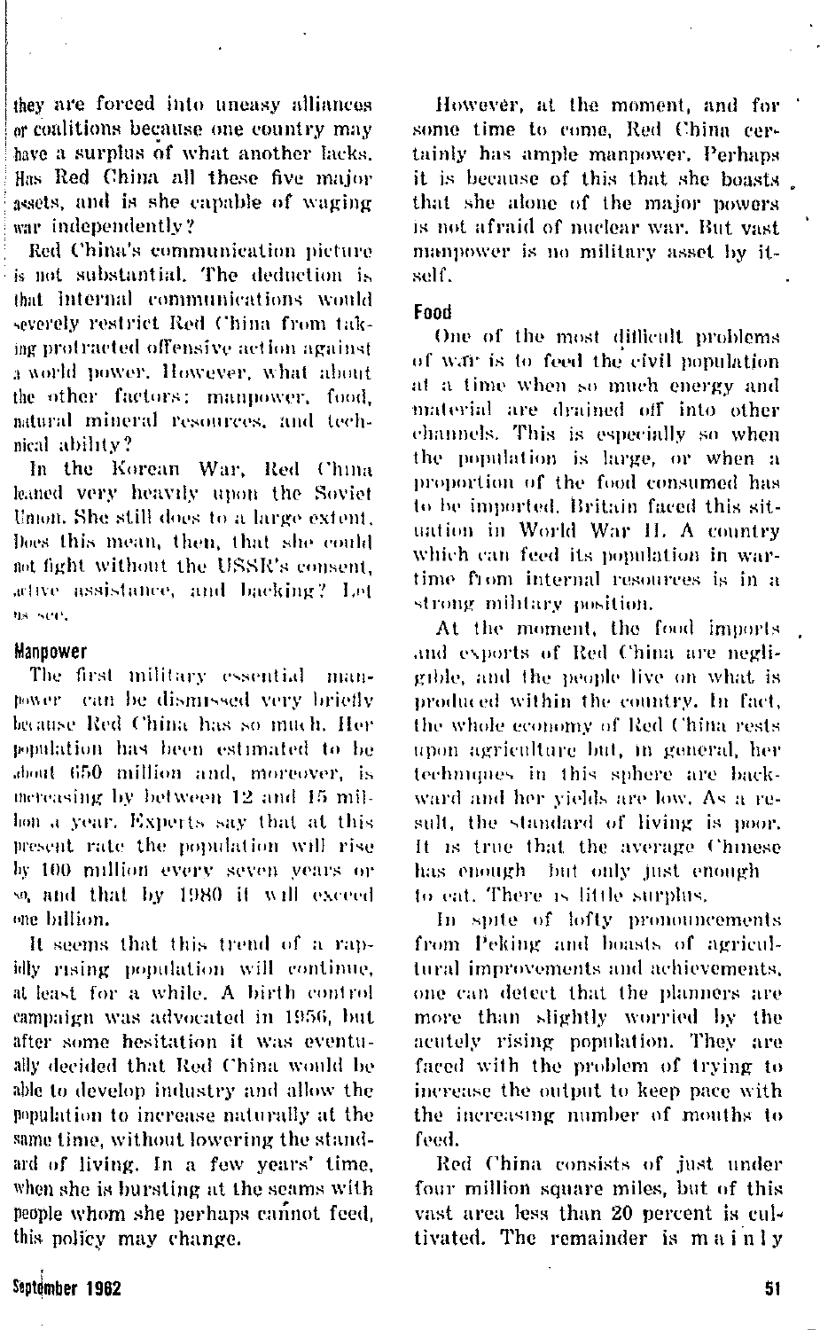they are forced into uneasy alliances or coalitions because one country may have a surplus of what another lacks. Has Red China all these five major assets, and is she capable of waging war independently?

Red China's communication picture is not substantial. The deduction is that internal communications would severely restrict Red China from taking protracted offensive action against a world power. However, what about the other factors: manpower, food, natural mineral resources, and technical ability?

In the Korean War, Red China leaned very heavily upon the Soviet Union. She still does to a large extent. Does this mean, then, that she could not fight without the USSR's consent, active assistance, and backing? Let us see.

### Manpower

The first military essential manpower can be dismissed very briefly because Red China has so much. Her population has been estimated to be about 650 million and, moreover, is increasing by between 12 and 15 million a year. Experts say that at this present rate the population will rise by 100 million every seven years or so, and that by 1980 it will exceed one billion.

It seems that this trend of a rapidly rising population will continue, at least for a while. A birth control campaign was advocated in 1956, but after some hesitation it was eventually decided that Red China would be able to develop industry and allow the population to increase naturally at the same time, without lowering the standard of living. In a few years' time, when she is bursting at the seams with people whom she perhaps cannot feed, this policy may change.

However, at the moment, and for some time to come, Red China certainly has ample manpower. Perhaps it is because of this that she boasts that she alone of the major powers is not afraid of nuclear war. But vast manpower is no military asset by itself.

### Food

One of the most difficult problems of war is to feed the civil population at a time when so much energy and material are drained off into other channels. This is especially so when the population is large, or when a proportion of the food consumed has to be imported. Britain faced this situation in World War II. A country which can feed its population in wartime from internal resources is in a strong military position.

At the moment, the food imports and exports of Red China are negligible, and the people live on what is produced within the country. In fact, the whole economy of Red China rests upon agriculture but, in general, her techniques in this sphere are backward and her yields are low. As a result, the standard of living is poor. It is true that the average Chinese has enough but only just enough to eat. There is little surplus.

In spite of lofty pronouncements from Peking and boasts of agricultural improvements and achievements, one can detect that the planners are more than slightly worried by the acutely rising population. They are faced with the problem of trying to increase the output to keep pace with the increasing number of mouths to feed.

Red China consists of just under four million square miles, but of this vast area less than 20 percent is cultivated. The remainder is mainly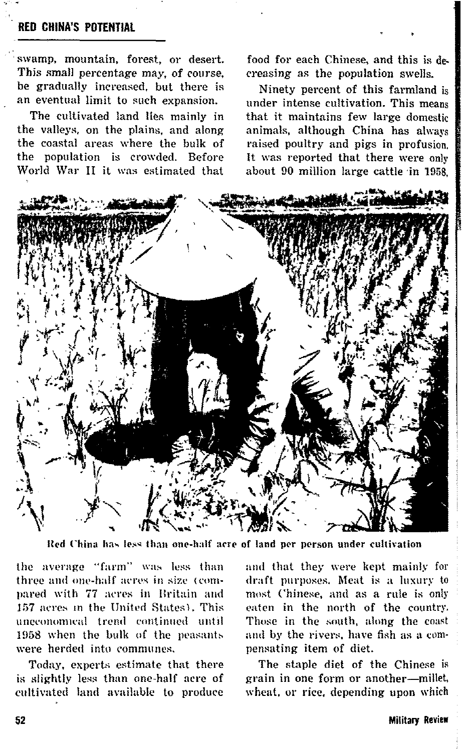swamp, mountain, forest, or desert. This small percentage may, of course, be gradually increased, but there is an eventual limit to such expansion.

The cultivated land lies mainly in the valleys, on the plains, and along the coastal areas where the bulk of the population is crowded. Before World War II it was estimated that the average "farm" was less than three and one-half acres in size (compared with 77 acres in Britain and 157 acres in the United States). This uneconomical trend continued until 1958 when the bulk of the peasants were herded into communes.

Today, experts estimate that there is slightly less than one-half acre of cultivated land available to produce food for each Chinese, and this is decreasing as the population swells.

Ninety percent of this farmland is under intense cultivation. This means that it maintains few large domestic animals, although China has always raised poultry and pigs in profusion. It was reported that there were only about 90 million large cattle in 1958, and that they were kept mainly for draft purposes. Meat is a luxury to most Chinese, and as a rule is only eaten in the north of the country. Those in the south, along the coast and by the rivers, have fish as a compensating item of diet.

The staple diet of the Chinese is grain in one form or another—millet, wheat, or rice, depending upon which

Red China has less than one-half acre of land per person under cultivation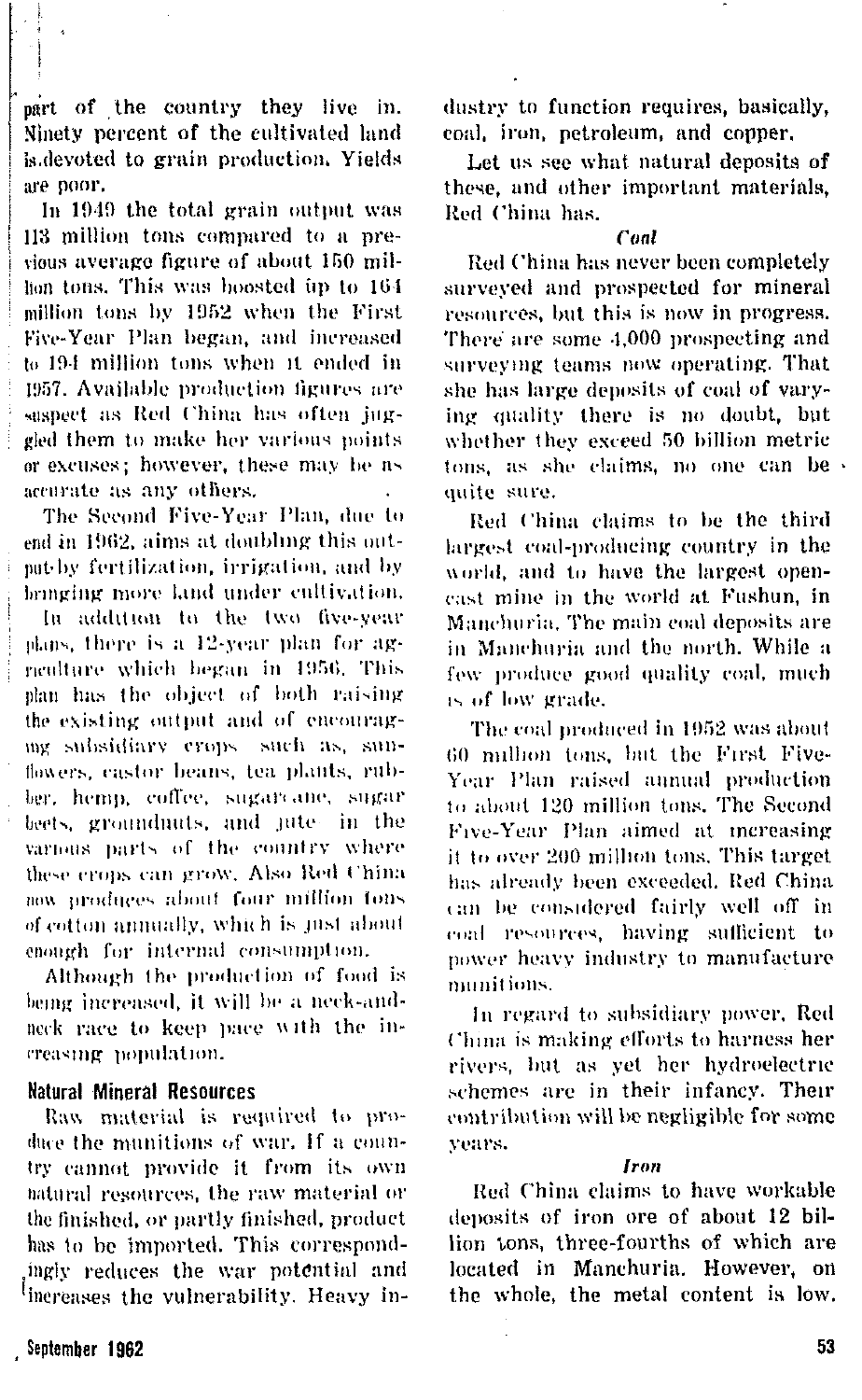part of the country they live in. Ninety percent of the cultivated land is devoted to grain production. Yields are poor.

In 1949 the total grain output was 113 million tons compared to a previous average figure of about 150 million tons. This was boosted up to 164 million tons by 1952 when the First Five-Year Plan began, and increased to 194 million tons when it ended in 1957. Available production figures are suspect as Red China has often juggled them to make her various points or excuses; however, these may be as accurate as any others.

The Second Five-Year Plan, due to end in 1962, aims at doubling this output by fertilization, irrigation, and by bringing more land under cultivation.

In addition to the two five-year plans, there is a 12-year plan for agriculture which began in 1956. This plan has the object of both raising the existing output and of encouraging subsidiary crops such as, sunflowers, castor beans, tea plants, rubber, hemp, coffee, sugarcane, sugar beets, groundnuts, and jute in the various parts of the country where these crops can grow. Also Red China now produces about four million tons of cotton annually, which is just about enough for internal consumption.

Although the production of food is being increased, it will be a neck-and-neck race to keep pace with the increasing population.

## Natural Mineral Resources

Raw material is required to produce the munitions of war. If a country cannot provide it from its own natural resources, the raw material or the finished, or partly finished, product has to be imported. This correspondingly reduces the war potential and increases the vulnerability. Heavy industry to function requires, basically, coal, iron, petroleum, and copper.

Let us see what natural deposits of these, and other important materials, Red China has.

### *Coal*

Red China has never been completely surveyed and prospected for mineral resources, but this is now in progress. There are some 4,000 prospecting and surveying teams now operating. That she has large deposits of coal of varying quality there is no doubt, but whether they exceed 50 billion metric tons, as she claims, no one can be quite sure.

Red China claims to be the third largest coal-producing country in the world, and to have the largest opencast mine in the world at Fushun, in Manchuria. The main coal deposits are in Manchuria and the north. While a few produce good quality coal, much is of low grade.

The coal produced in 1952 was about 60 million tons, but the First Five-Year Plan raised annual production to about 120 million tons. The Second Five-Year Plan aimed at increasing it to over 200 million tons. This target has already been exceeded. Red China can be considered fairly well off in coal resources, having sufficient to power heavy industry to manufacture munitions.

In regard to subsidiary power, Red China is making efforts to harness her rivers, but as yet her hydroelectric schemes are in their infancy. Their contribution will be negligible for some years.

### *Iron*

Red China claims to have workable deposits of iron ore of about 12 billion tons, three-fourths of which are located in Manchuria. However, on the whole, the metal content is low.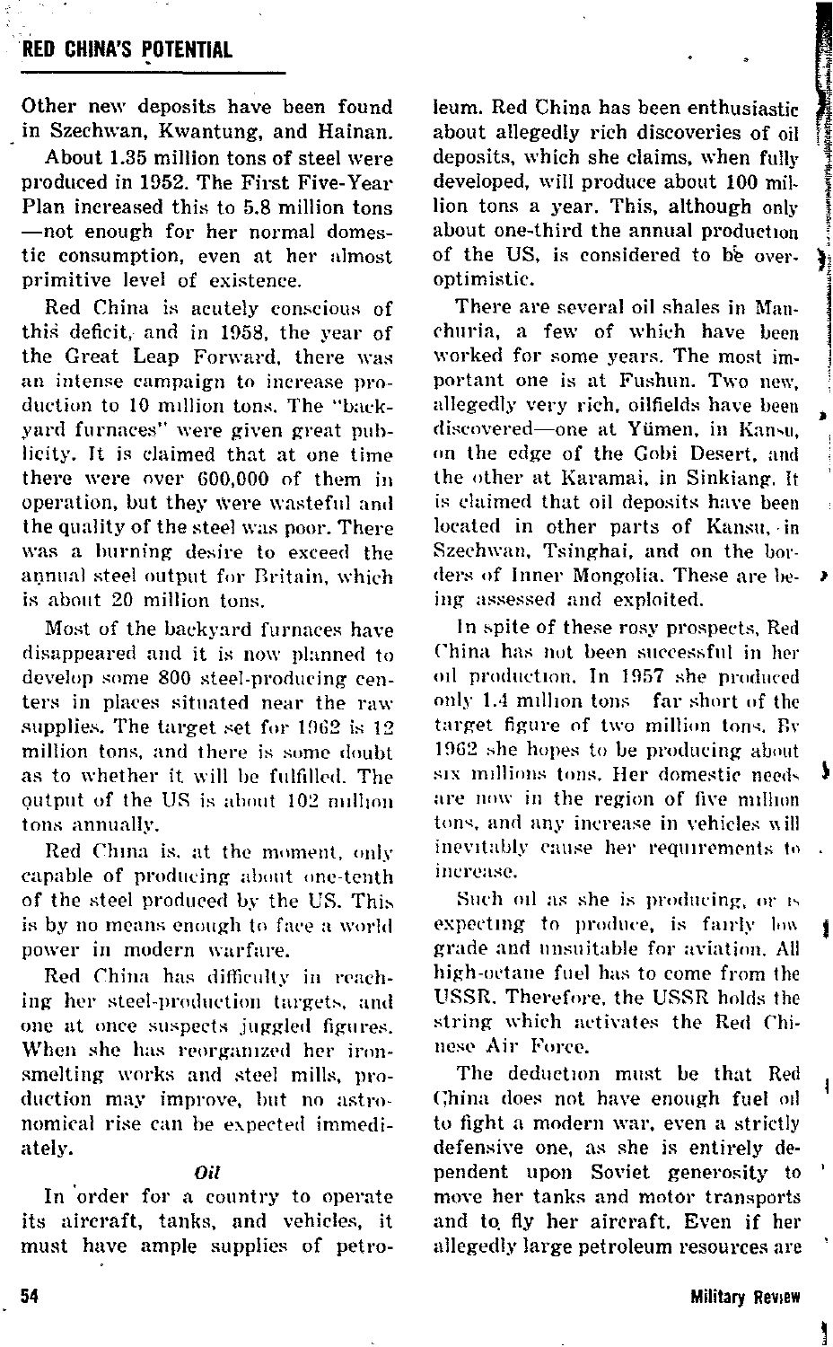Other new deposits have been found in Szechwan, Kwantung, and Hainan.

About 1.35 million tons of steel were produced in 1952. The First Five-Year Plan increased this to 5.8 million tons—not enough for her normal domestic consumption, even at her almost primitive level of existence.

Red China is acutely conscious of this deficit, and in 1958, the year of the Great Leap Forward, there was an intense campaign to increase production to 10 million tons. The "backyard furnaces" were given great publicity. It is claimed that at one time there were over 600,000 of them in operation, but they were wasteful and the quality of the steel was poor. There was a burning desire to exceed the annual steel output for Britain, which is about 20 million tons.

Most of the backyard furnaces have disappeared and it is now planned to develop some 800 steel-producing centers in places situated near the raw supplies. The target set for 1962 is 12 million tons, and there is some doubt as to whether it will be fulfilled. The output of the US is about 102 million tons annually.

Red China is, at the moment, only capable of producing about one-tenth of the steel produced by the US. This is by no means enough to face a world power in modern warfare.

Red China has difficulty in reaching her steel-production targets, and one at once suspects juggled figures. When she has reorganized her iron-smelting works and steel mills, production may improve, but no astronomical rise can be expected immediately.

### *Oil*

In order for a country to operate its aircraft, tanks, and vehicles, it must have ample supplies of petroleum. Red China has been enthusiastic about allegedly rich discoveries of oil deposits, which she claims, when fully developed, will produce about 100 million tons a year. This, although only about one-third the annual production of the US, is considered to be overoptimistic.

There are several oil shales in Manchuria, a few of which have been worked for some years. The most important one is at Fushun. Two new, allegedly very rich, oilfields have been discovered—one at Yümen, in Kansu, on the edge of the Gobi Desert, and the other at Karamai, in Sinkiang. It is claimed that oil deposits have been located in other parts of Kansu, in Szechwan, Tsinghai, and on the borders of Inner Mongolia. These are being assessed and exploited.

In spite of these rosy prospects, Red China has not been successful in her oil production. In 1957 she produced only 1.4 million tons far short of the target figure of two million tons. By 1962 she hopes to be producing about six millions tons. Her domestic needs are now in the region of five million tons, and any increase in vehicles will inevitably cause her requirements to increase.

Such oil as she is producing, or is expecting to produce, is fairly low grade and unsuitable for aviation. All high-octane fuel has to come from the USSR. Therefore, the USSR holds the string which activates the Red Chinese Air Force.

The deduction must be that Red China does not have enough fuel oil to fight a modern war, even a strictly defensive one, as she is entirely dependent upon Soviet generosity to move her tanks and motor transports and to fly her aircraft. Even if her allegedly large petroleum resources are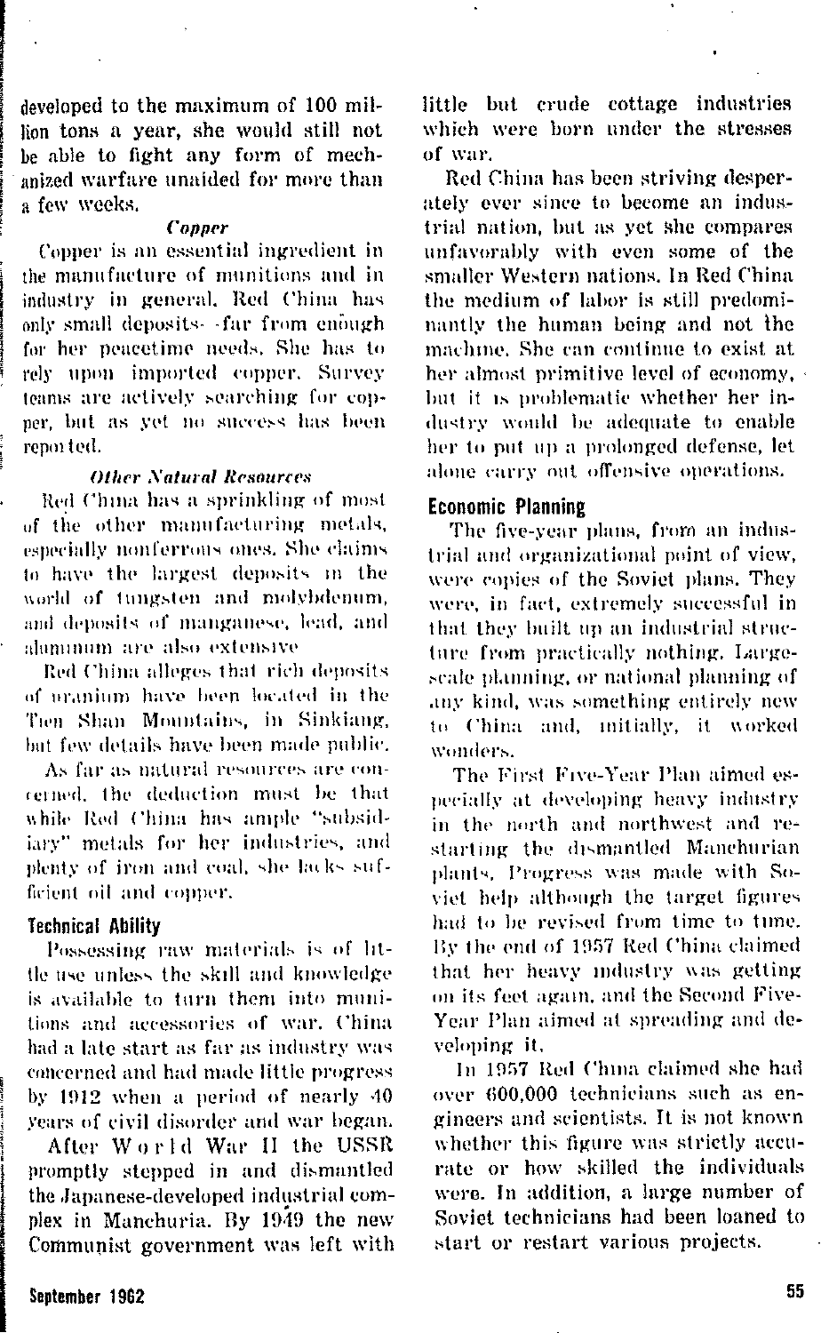developed to the maximum of 100 million tons a year, she would still not be able to fight any form of mechanized warfare unaided for more than a few weeks.

### *Copper*

Copper is an essential ingredient in the manufacture of munitions and in industry in general. Red China has only small deposits—far from enough for her peacetime needs. She has to rely upon imported copper. Survey teams are actively searching for copper, but as yet no success has been reported.

### *Other Natural Resources*

Red China has a sprinkling of most of the other manufacturing metals, especially nonferrous ones. She claims to have the largest deposits in the world of tungsten and molybdenum, and deposits of manganese, lead, and aluminum are also extensive.

Red China alleges that rich deposits of uranium have been located in the Tien Shan Mountains, in Sinkiang, but few details have been made public.

As far as natural resources are concerned, the deduction must be that while Red China has ample "subsidiary" metals for her industries, and plenty of iron and coal, she lacks sufficient oil and copper.

## Technical Ability

Possessing raw materials is of little use unless the skill and knowledge is available to turn them into munitions and accessories of war. China had a late start as far as industry was concerned and had made little progress by 1912 when a period of nearly 40 years of civil disorder and war began.

After World War II the USSR promptly stepped in and dismantled the Japanese-developed industrial complex in Manchuria. By 1949 the new Communist government was left with little but crude cottage industries which were born under the stresses of war.

Red China has been striving desperately ever since to become an industrial nation, but as yet she compares unfavorably with even some of the smaller Western nations. In Red China the medium of labor is still predominantly the human being and not the machine. She can continue to exist at her almost primitive level of economy, but it is problematic whether her industry would be adequate to enable her to put up a prolonged defense, let alone carry out offensive operations.

## Economic Planning

The five-year plans, from an industrial and organizational point of view, were copies of the Soviet plans. They were, in fact, extremely successful in that they built up an industrial structure from practically nothing. Large-scale planning, or national planning of any kind, was something entirely new to China and, initially, it worked wonders.

The First Five-Year Plan aimed especially at developing heavy industry in the north and northwest and restarting the dismantled Manchurian plants. Progress was made with Soviet help although the target figures had to be revised from time to time. By the end of 1957 Red China claimed that her heavy industry was getting on its feet again, and the Second Five-Year Plan aimed at spreading and developing it.

In 1957 Red China claimed she had over 600,000 technicians such as engineers and scientists. It is not known whether this figure was strictly accurate or how skilled the individuals were. In addition, a large number of Soviet technicians had been loaned to start or restart various projects.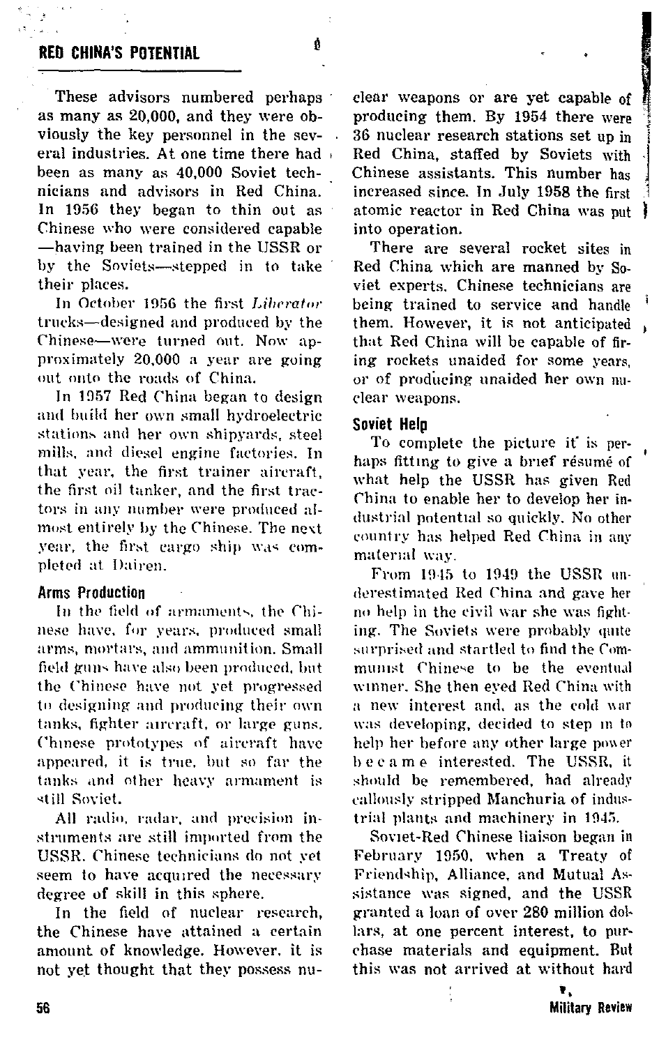These advisors numbered perhaps as many as 20,000, and they were obviously the key personnel in the several industries. At one time there had been as many as 40,000 Soviet technicians and advisors in Red China. In 1956 they began to thin out as Chinese who were considered capable—having been trained in the USSR or by the Soviets—stepped in to take their places.

In October 1956 the first *Liberator* trucks—designed and produced by the Chinese—were turned out. Now approximately 20,000 a year are going out onto the roads of China.

In 1957 Red China began to design and build her own small hydroelectric stations and her own shipyards, steel mills, and diesel engine factories. In that year, the first trainer aircraft, the first oil tanker, and the first tractors in any number were produced almost entirely by the Chinese. The next year, the first cargo ship was completed at Dairen.

### Arms Production

In the field of armaments, the Chinese have, for years, produced small arms, mortars, and ammunition. Small field guns have also been produced, but the Chinese have not yet progressed to designing and producing their own tanks, fighter aircraft, or large guns. Chinese prototypes of aircraft have appeared, it is true, but so far the tanks and other heavy armament is still Soviet.

All radio, radar, and precision instruments are still imported from the USSR. Chinese technicians do not yet seem to have acquired the necessary degree of skill in this sphere.

In the field of nuclear research, the Chinese have attained a certain amount of knowledge. However, it is not yet thought that they possess nuclear weapons or are yet capable of producing them. By 1954 there were 36 nuclear research stations set up in Red China, staffed by Soviets with Chinese assistants. This number has increased since. In July 1958 the first atomic reactor in Red China was put into operation.

There are several rocket sites in Red China which are manned by Soviet experts. Chinese technicians are being trained to service and handle them. However, it is not anticipated that Red China will be capable of firing rockets unaided for some years, or of producing unaided her own nuclear weapons.

### Soviet Help

To complete the picture it is perhaps fitting to give a brief résumé of what help the USSR has given Red China to enable her to develop her industrial potential so quickly. No other country has helped Red China in any material way.

From 1945 to 1949 the USSR underestimated Red China and gave her no help in the civil war she was fighting. The Soviets were probably quite surprised and startled to find the Communist Chinese to be the eventual winner. She then eyed Red China with a new interest and, as the cold war was developing, decided to step in to help her before any other large power became interested. The USSR, it should be remembered, had already callously stripped Manchuria of industrial plants and machinery in 1945.

Soviet-Red Chinese liaison began in February 1950, when a Treaty of Friendship, Alliance, and Mutual Assistance was signed, and the USSR granted a loan of over 280 million dollars, at one percent interest, to purchase materials and equipment. But this was not arrived at without hard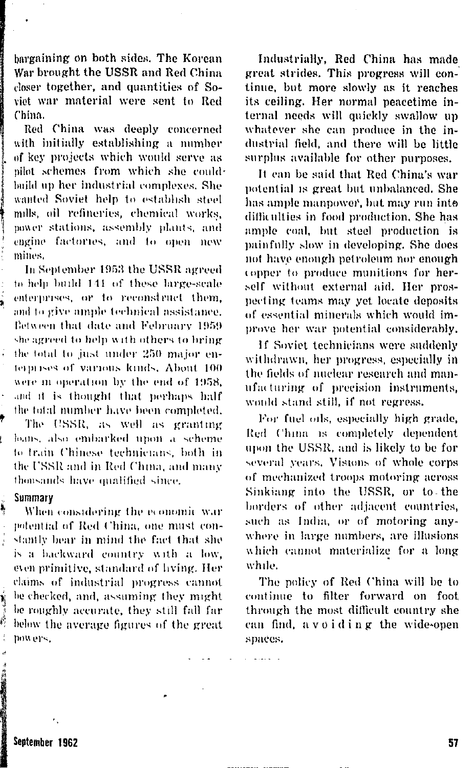bargaining on both sides. The Korean War brought the USSR and Red China closer together, and quantities of Soviet war material were sent to Red China.

Red China was deeply concerned with initially establishing a number of key projects which would serve as pilot schemes from which she could build up her industrial complexes. She wanted Soviet help to establish steel mills, oil refineries, chemical works, power stations, assembly plants, and engine factories, and to open new mines.

In September 1953 the USSR agreed to help build 141 of these large-scale enterprises, or to reconstruct them, and to give ample technical assistance. Between that date and February 1959 she agreed to help with others to bring the total to just under 250 major enterprises of various kinds. About 100 were in operation by the end of 1958, and it is thought that perhaps half the total number have been completed.

The USSR, as well as granting loans, also embarked upon a scheme to train Chinese technicians, both in the USSR and in Red China, and many thousands have qualified since.

### Summary

When considering the economic war potential of Red China, one must constantly bear in mind the fact that she is a backward country with a low, even primitive, standard of living. Her claims of industrial progress cannot be checked, and, assuming they might be roughly accurate, they still fall far below the average figures of the great powers.

Industrially, Red China has made great strides. This progress will continue, but more slowly as it reaches its ceiling. Her normal peacetime internal needs will quickly swallow up whatever she can produce in the industrial field, and there will be little surplus available for other purposes.

It can be said that Red China's war potential is great but unbalanced. She has ample manpower, but may run into difficulties in food production. She has ample coal, but steel production is painfully slow in developing. She does not have enough petroleum nor enough copper to produce munitions for herself without external aid. Her prospecting teams may yet locate deposits of essential minerals which would improve her war potential considerably.

If Soviet technicians were suddenly withdrawn, her progress, especially in the fields of nuclear research and manufacturing of precision instruments, would stand still, if not regress.

For fuel oils, especially high grade, Red China is completely dependent upon the USSR, and is likely to be for several years. Visions of whole corps of mechanized troops motoring across Sinkiang into the USSR, or to the borders of other adjacent countries, such as India, or of motoring anywhere in large numbers, are illusions which cannot materialize for a long while.

The policy of Red China will be to continue to filter forward on foot through the most difficult country she can find, avoiding the wide-open spaces.